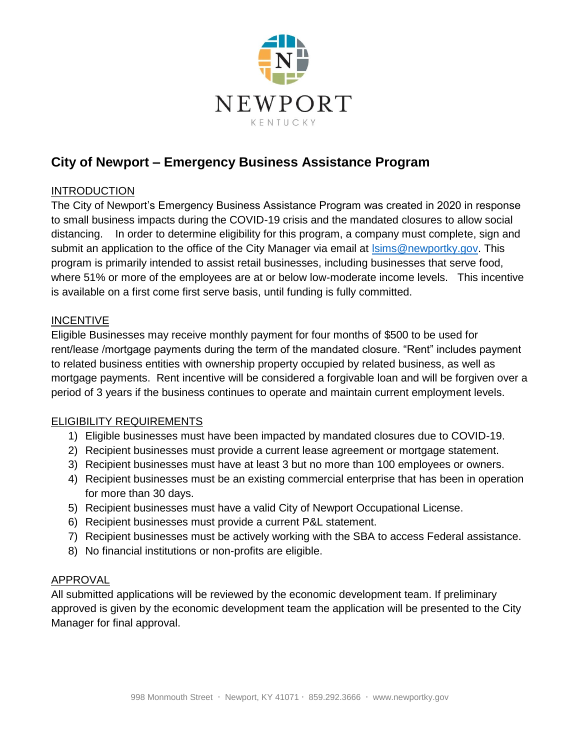NEWPORT

KENTUCKY

# City of Newport – Emergency Business Assistance Program

## INTRODUCTION

The City of Newport's Emergency Business Assistance Program was created in 2020 in response to small business impacts during the COVID-19 crisis and the mandated closures to allow social distancing. In order to determine eligibility for this program, a company must complete, sign and submit an application to the office of the City Manager via email at lsims@newportky.gov. This program is primarily intended to assist retail businesses, including businesses that serve food, where 51% or more of the employees are at or below low-moderate income levels. This incentive is available on a first come first serve basis, until funding is fully committed.

## INCENTIVE

Eligible Businesses may receive monthly payment for four months of $500 to be used for rent/lease /mortgage payments during the term of the mandated closure. "Rent" includes payment to related business entities with ownership property occupied by related business, as well as mortgage payments. Rent incentive will be considered a forgivable loan and will be forgiven over a period of 3 years if the business continues to operate and maintain current employment levels.

## ELIGIBILITY REQUIREMENTS

1) Eligible businesses must have been impacted by mandated closures due to COVID-19.
2) Recipient businesses must provide a current lease agreement or mortgage statement.
3) Recipient businesses must have at least 3 but no more than 100 employees or owners.
4) Recipient businesses must be an existing commercial enterprise that has been in operation for more than 30 days.
5) Recipient businesses must have a valid City of Newport Occupational License.
6) Recipient businesses must provide a current P&L statement.
7) Recipient businesses must be actively working with the SBA to access Federal assistance.
8) No financial institutions or non-profits are eligible.

## APPROVAL

All submitted applications will be reviewed by the economic development team. If preliminary approved is given by the economic development team the application will be presented to the City Manager for final approval.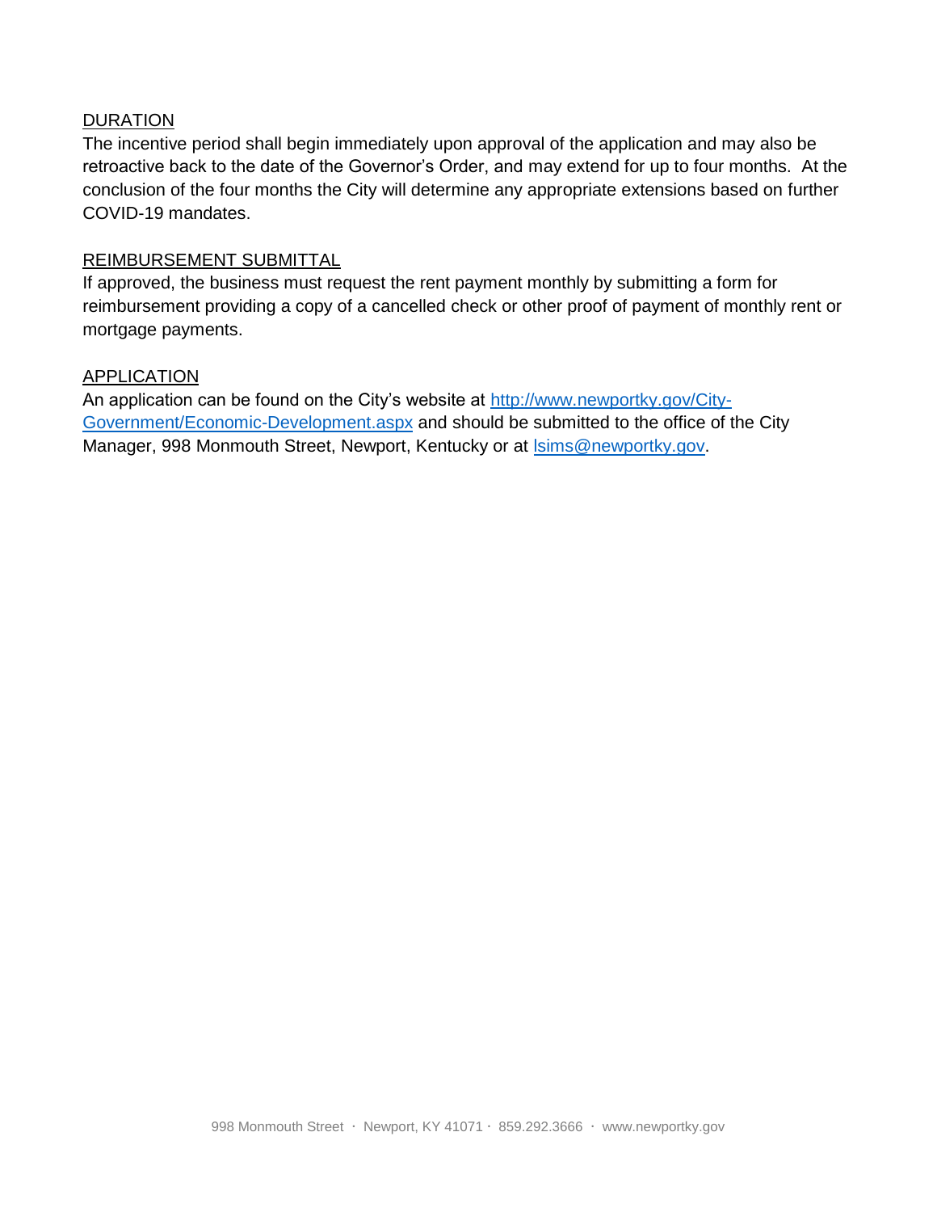## DURATION

The incentive period shall begin immediately upon approval of the application and may also be retroactive back to the date of the Governor's Order, and may extend for up to four months. At the conclusion of the four months the City will determine any appropriate extensions based on further COVID-19 mandates.

## REIMBURSEMENT SUBMITTAL

If approved, the business must request the rent payment monthly by submitting a form for reimbursement providing a copy of a cancelled check or other proof of payment of monthly rent or mortgage payments.

## APPLICATION

An application can be found on the City's website at [http://www.newportky.gov/City-Government/Economic-Development.aspx](http://www.newportky.gov/City-Government/Economic-Development.aspx) and should be submitted to the office of the City Manager, 998 Monmouth Street, Newport, Kentucky or at [lsims@newportky.gov](mailto:lsims@newportky.gov).